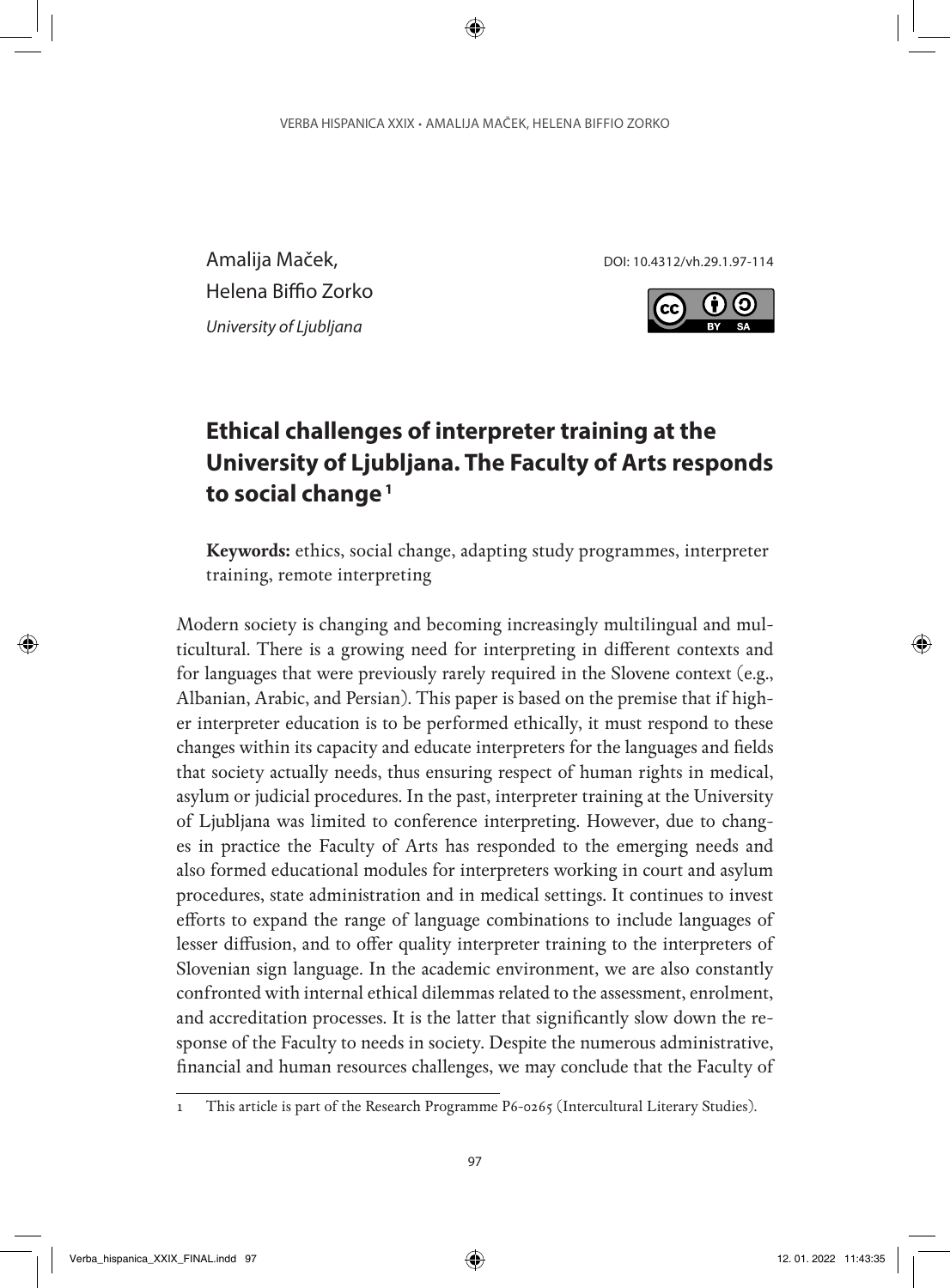Amalija Maček,
Helena Biffio Zorko
*University of Ljubljana*

DOI: 10.4312/vh.29.1.97-114

# Ethical challenges of interpreter training at the University of Ljubljana. The Faculty of Arts responds to social change [1]

**Keywords:** ethics, social change, adapting study programmes, interpreter training, remote interpreting

Modern society is changing and becoming increasingly multilingual and multicultural. There is a growing need for interpreting in different contexts and for languages that were previously rarely required in the Slovene context (e.g., Albanian, Arabic, and Persian). This paper is based on the premise that if higher interpreter education is to be performed ethically, it must respond to these changes within its capacity and educate interpreters for the languages and fields that society actually needs, thus ensuring respect of human rights in medical, asylum or judicial procedures. In the past, interpreter training at the University of Ljubljana was limited to conference interpreting. However, due to changes in practice the Faculty of Arts has responded to the emerging needs and also formed educational modules for interpreters working in court and asylum procedures, state administration and in medical settings. It continues to invest efforts to expand the range of language combinations to include languages of lesser diffusion, and to offer quality interpreter training to the interpreters of Slovenian sign language. In the academic environment, we are also constantly confronted with internal ethical dilemmas related to the assessment, enrolment, and accreditation processes. It is the latter that significantly slow down the response of the Faculty to needs in society. Despite the numerous administrative, financial and human resources challenges, we may conclude that the Faculty of

---

1 This article is part of the Research Programme P6-0265 (Intercultural Literary Studies).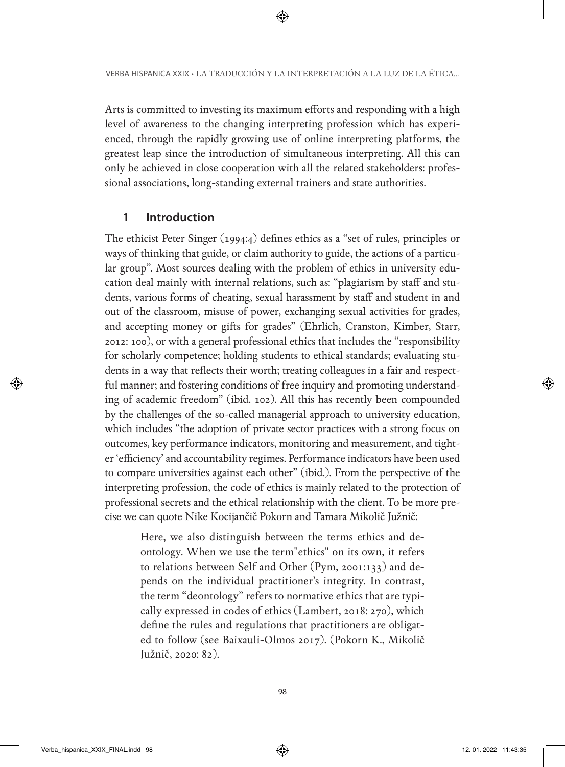Arts is committed to investing its maximum efforts and responding with a high level of awareness to the changing interpreting profession which has experienced, through the rapidly growing use of online interpreting platforms, the greatest leap since the introduction of simultaneous interpreting. All this can only be achieved in close cooperation with all the related stakeholders: professional associations, long-standing external trainers and state authorities.

## 1 Introduction

The ethicist Peter Singer (1994:4) defines ethics as a "set of rules, principles or ways of thinking that guide, or claim authority to guide, the actions of a particular group". Most sources dealing with the problem of ethics in university education deal mainly with internal relations, such as: "plagiarism by staff and students, various forms of cheating, sexual harassment by staff and student in and out of the classroom, misuse of power, exchanging sexual activities for grades, and accepting money or gifts for grades" (Ehrlich, Cranston, Kimber, Starr, 2012: 100), or with a general professional ethics that includes the "responsibility for scholarly competence; holding students to ethical standards; evaluating students in a way that reflects their worth; treating colleagues in a fair and respectful manner; and fostering conditions of free inquiry and promoting understanding of academic freedom" (ibid. 102). All this has recently been compounded by the challenges of the so-called managerial approach to university education, which includes "the adoption of private sector practices with a strong focus on outcomes, key performance indicators, monitoring and measurement, and tighter 'efficiency' and accountability regimes. Performance indicators have been used to compare universities against each other" (ibid.). From the perspective of the interpreting profession, the code of ethics is mainly related to the protection of professional secrets and the ethical relationship with the client. To be more precise we can quote Nike Kocijančič Pokorn and Tamara Mikolič Južnič:

> Here, we also distinguish between the terms ethics and deontology. When we use the term"ethics" on its own, it refers to relations between Self and Other (Pym, 2001:133) and depends on the individual practitioner's integrity. In contrast, the term "deontology" refers to normative ethics that are typically expressed in codes of ethics (Lambert, 2018: 270), which define the rules and regulations that practitioners are obligated to follow (see Baixauli-Olmos 2017). (Pokorn K., Mikolič Južnič, 2020: 82).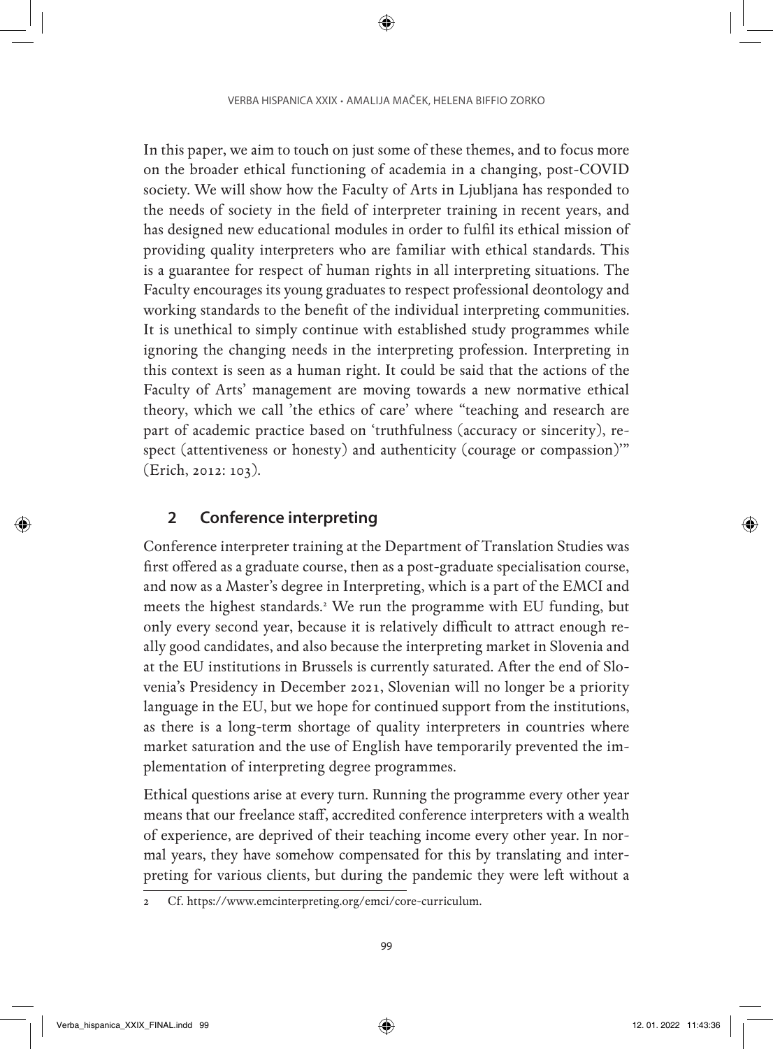In this paper, we aim to touch on just some of these themes, and to focus more on the broader ethical functioning of academia in a changing, post-COVID society. We will show how the Faculty of Arts in Ljubljana has responded to the needs of society in the field of interpreter training in recent years, and has designed new educational modules in order to fulfil its ethical mission of providing quality interpreters who are familiar with ethical standards. This is a guarantee for respect of human rights in all interpreting situations. The Faculty encourages its young graduates to respect professional deontology and working standards to the benefit of the individual interpreting communities. It is unethical to simply continue with established study programmes while ignoring the changing needs in the interpreting profession. Interpreting in this context is seen as a human right. It could be said that the actions of the Faculty of Arts' management are moving towards a new normative ethical theory, which we call 'the ethics of care' where "teaching and research are part of academic practice based on 'truthfulness (accuracy or sincerity), respect (attentiveness or honesty) and authenticity (courage or compassion)'" (Erich, 2012: 103).

## 2 Conference interpreting

Conference interpreter training at the Department of Translation Studies was first offered as a graduate course, then as a post-graduate specialisation course, and now as a Master's degree in Interpreting, which is a part of the EMCI and meets the highest standards.[2] We run the programme with EU funding, but only every second year, because it is relatively difficult to attract enough really good candidates, and also because the interpreting market in Slovenia and at the EU institutions in Brussels is currently saturated. After the end of Slovenia's Presidency in December 2021, Slovenian will no longer be a priority language in the EU, but we hope for continued support from the institutions, as there is a long-term shortage of quality interpreters in countries where market saturation and the use of English have temporarily prevented the implementation of interpreting degree programmes.

Ethical questions arise at every turn. Running the programme every other year means that our freelance staff, accredited conference interpreters with a wealth of experience, are deprived of their teaching income every other year. In normal years, they have somehow compensated for this by translating and interpreting for various clients, but during the pandemic they were left without a

2 Cf. https://www.emcinterpreting.org/emci/core-curriculum.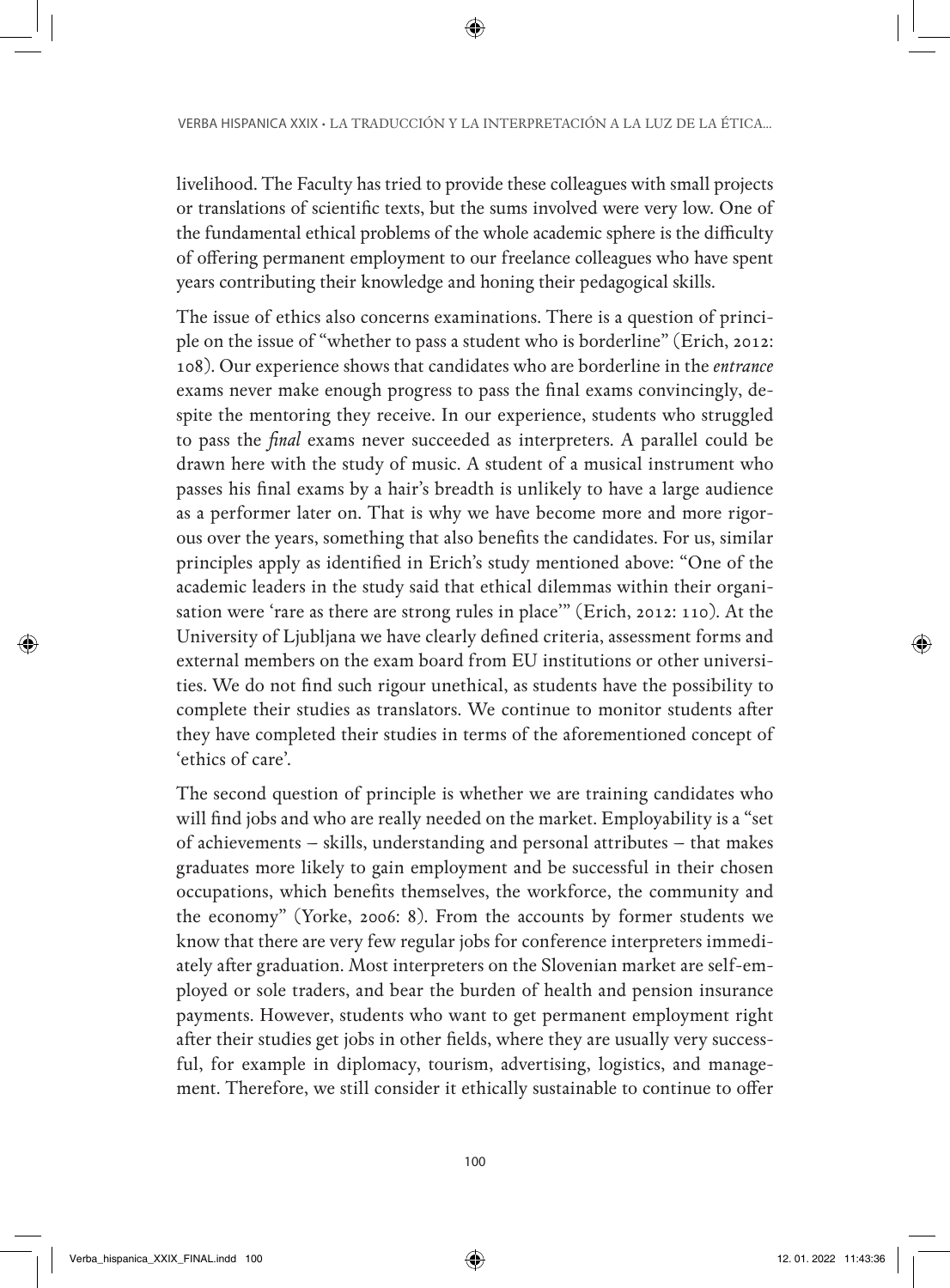livelihood. The Faculty has tried to provide these colleagues with small projects or translations of scientific texts, but the sums involved were very low. One of the fundamental ethical problems of the whole academic sphere is the difficulty of offering permanent employment to our freelance colleagues who have spent years contributing their knowledge and honing their pedagogical skills.

The issue of ethics also concerns examinations. There is a question of principle on the issue of "whether to pass a student who is borderline" (Erich, 2012: 108). Our experience shows that candidates who are borderline in the *entrance* exams never make enough progress to pass the final exams convincingly, despite the mentoring they receive. In our experience, students who struggled to pass the *final* exams never succeeded as interpreters. A parallel could be drawn here with the study of music. A student of a musical instrument who passes his final exams by a hair's breadth is unlikely to have a large audience as a performer later on. That is why we have become more and more rigorous over the years, something that also benefits the candidates. For us, similar principles apply as identified in Erich's study mentioned above: "One of the academic leaders in the study said that ethical dilemmas within their organisation were 'rare as there are strong rules in place'" (Erich, 2012: 110). At the University of Ljubljana we have clearly defined criteria, assessment forms and external members on the exam board from EU institutions or other universities. We do not find such rigour unethical, as students have the possibility to complete their studies as translators. We continue to monitor students after they have completed their studies in terms of the aforementioned concept of 'ethics of care'.

The second question of principle is whether we are training candidates who will find jobs and who are really needed on the market. Employability is a "set of achievements – skills, understanding and personal attributes – that makes graduates more likely to gain employment and be successful in their chosen occupations, which benefits themselves, the workforce, the community and the economy" (Yorke, 2006: 8). From the accounts by former students we know that there are very few regular jobs for conference interpreters immediately after graduation. Most interpreters on the Slovenian market are self-employed or sole traders, and bear the burden of health and pension insurance payments. However, students who want to get permanent employment right after their studies get jobs in other fields, where they are usually very successful, for example in diplomacy, tourism, advertising, logistics, and management. Therefore, we still consider it ethically sustainable to continue to offer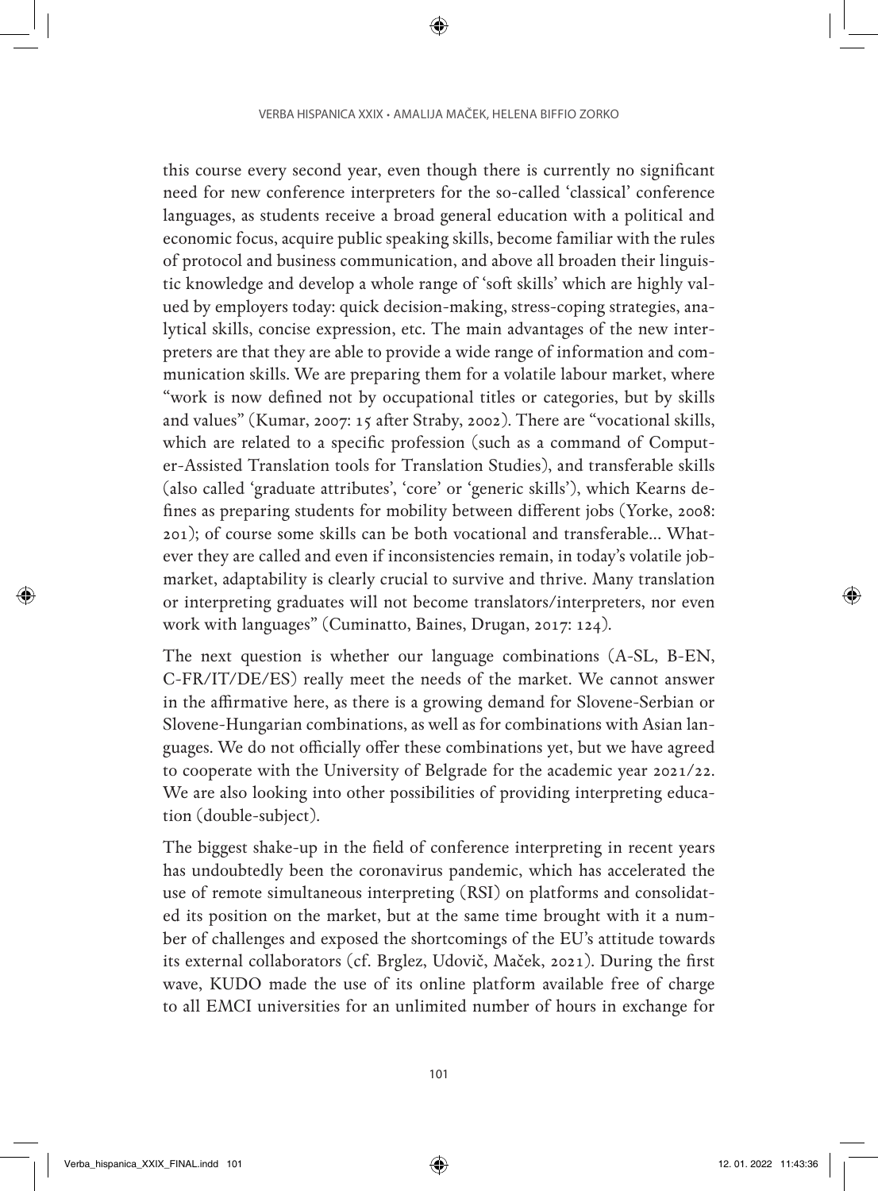this course every second year, even though there is currently no significant need for new conference interpreters for the so-called 'classical' conference languages, as students receive a broad general education with a political and economic focus, acquire public speaking skills, become familiar with the rules of protocol and business communication, and above all broaden their linguistic knowledge and develop a whole range of 'soft skills' which are highly valued by employers today: quick decision-making, stress-coping strategies, analytical skills, concise expression, etc. The main advantages of the new interpreters are that they are able to provide a wide range of information and communication skills. We are preparing them for a volatile labour market, where "work is now defined not by occupational titles or categories, but by skills and values" (Kumar, 2007: 15 after Straby, 2002). There are "vocational skills, which are related to a specific profession (such as a command of Computer-Assisted Translation tools for Translation Studies), and transferable skills (also called 'graduate attributes', 'core' or 'generic skills'), which Kearns defines as preparing students for mobility between different jobs (Yorke, 2008: 201); of course some skills can be both vocational and transferable... Whatever they are called and even if inconsistencies remain, in today's volatile job-market, adaptability is clearly crucial to survive and thrive. Many translation or interpreting graduates will not become translators/interpreters, nor even work with languages" (Cuminatto, Baines, Drugan, 2017: 124).

The next question is whether our language combinations (A-SL, B-EN, C-FR/IT/DE/ES) really meet the needs of the market. We cannot answer in the affirmative here, as there is a growing demand for Slovene-Serbian or Slovene-Hungarian combinations, as well as for combinations with Asian languages. We do not officially offer these combinations yet, but we have agreed to cooperate with the University of Belgrade for the academic year 2021/22. We are also looking into other possibilities of providing interpreting education (double-subject).

The biggest shake-up in the field of conference interpreting in recent years has undoubtedly been the coronavirus pandemic, which has accelerated the use of remote simultaneous interpreting (RSI) on platforms and consolidated its position on the market, but at the same time brought with it a number of challenges and exposed the shortcomings of the EU's attitude towards its external collaborators (cf. Brglez, Udovič, Maček, 2021). During the first wave, KUDO made the use of its online platform available free of charge to all EMCI universities for an unlimited number of hours in exchange for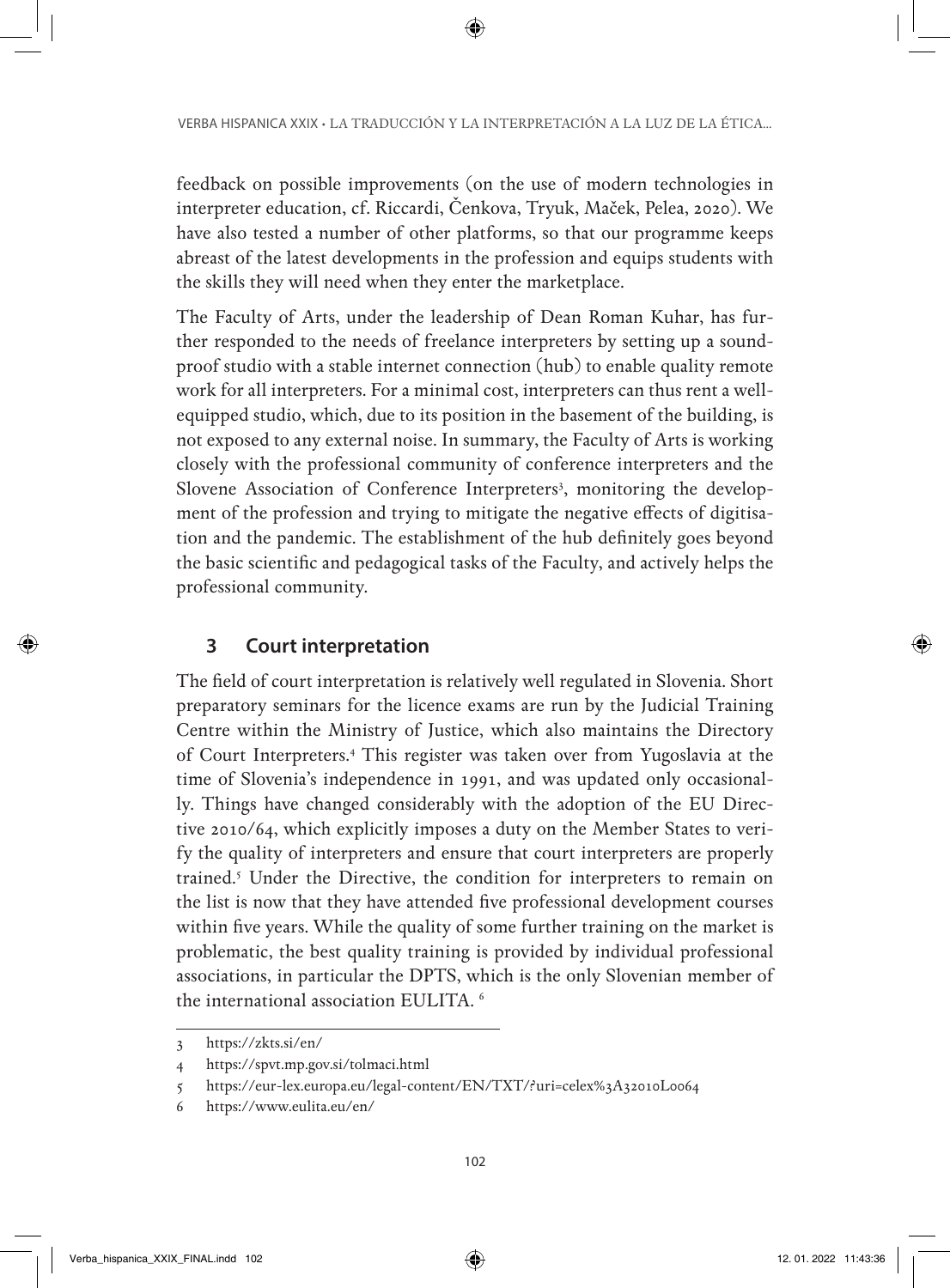feedback on possible improvements (on the use of modern technologies in interpreter education, cf. Riccardi, Čenkova, Tryuk, Maček, Pelea, 2020). We have also tested a number of other platforms, so that our programme keeps abreast of the latest developments in the profession and equips students with the skills they will need when they enter the marketplace.

The Faculty of Arts, under the leadership of Dean Roman Kuhar, has further responded to the needs of freelance interpreters by setting up a soundproof studio with a stable internet connection (hub) to enable quality remote work for all interpreters. For a minimal cost, interpreters can thus rent a well-equipped studio, which, due to its position in the basement of the building, is not exposed to any external noise. In summary, the Faculty of Arts is working closely with the professional community of conference interpreters and the Slovene Association of Conference Interpreters[3], monitoring the development of the profession and trying to mitigate the negative effects of digitisation and the pandemic. The establishment of the hub definitely goes beyond the basic scientific and pedagogical tasks of the Faculty, and actively helps the professional community.

## 3 Court interpretation

The field of court interpretation is relatively well regulated in Slovenia. Short preparatory seminars for the licence exams are run by the Judicial Training Centre within the Ministry of Justice, which also maintains the Directory of Court Interpreters.[4] This register was taken over from Yugoslavia at the time of Slovenia's independence in 1991, and was updated only occasionally. Things have changed considerably with the adoption of the EU Directive 2010/64, which explicitly imposes a duty on the Member States to verify the quality of interpreters and ensure that court interpreters are properly trained.[5] Under the Directive, the condition for interpreters to remain on the list is now that they have attended five professional development courses within five years. While the quality of some further training on the market is problematic, the best quality training is provided by individual professional associations, in particular the DPTS, which is the only Slovenian member of the international association EULITA. [6]

---

3 https://zkts.si/en/

4 https://spvt.mp.gov.si/tolmaci.html

5 https://eur-lex.europa.eu/legal-content/EN/TXT/?uri=celex%3A32010L0064

6 https://www.eulita.eu/en/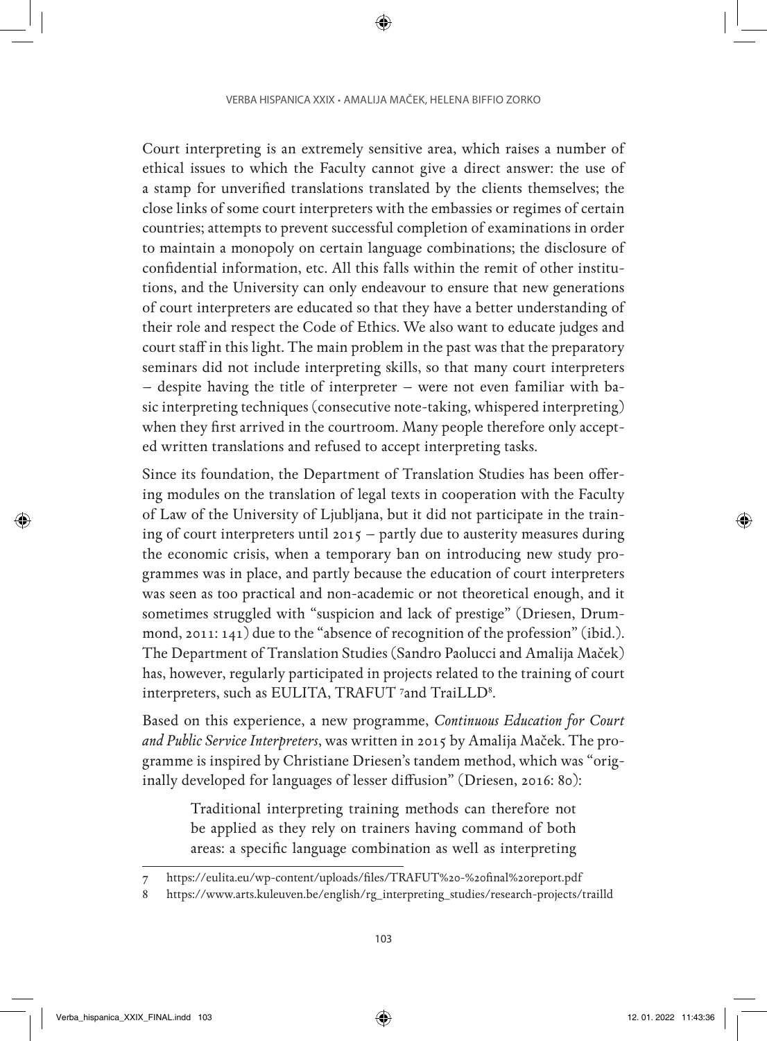Court interpreting is an extremely sensitive area, which raises a number of ethical issues to which the Faculty cannot give a direct answer: the use of a stamp for unverified translations translated by the clients themselves; the close links of some court interpreters with the embassies or regimes of certain countries; attempts to prevent successful completion of examinations in order to maintain a monopoly on certain language combinations; the disclosure of confidential information, etc. All this falls within the remit of other institutions, and the University can only endeavour to ensure that new generations of court interpreters are educated so that they have a better understanding of their role and respect the Code of Ethics. We also want to educate judges and court staff in this light. The main problem in the past was that the preparatory seminars did not include interpreting skills, so that many court interpreters – despite having the title of interpreter – were not even familiar with basic interpreting techniques (consecutive note-taking, whispered interpreting) when they first arrived in the courtroom. Many people therefore only accepted written translations and refused to accept interpreting tasks.

Since its foundation, the Department of Translation Studies has been offering modules on the translation of legal texts in cooperation with the Faculty of Law of the University of Ljubljana, but it did not participate in the training of court interpreters until 2015 – partly due to austerity measures during the economic crisis, when a temporary ban on introducing new study programmes was in place, and partly because the education of court interpreters was seen as too practical and non-academic or not theoretical enough, and it sometimes struggled with "suspicion and lack of prestige" (Driesen, Drummond, 2011: 141) due to the "absence of recognition of the profession" (ibid.). The Department of Translation Studies (Sandro Paolucci and Amalija Maček) has, however, regularly participated in projects related to the training of court interpreters, such as EULITA, TRAFUT [7] and TraiLLD[8].

Based on this experience, a new programme, *Continuous Education for Court and Public Service Interpreters*, was written in 2015 by Amalija Maček. The programme is inspired by Christiane Driesen's tandem method, which was "originally developed for languages of lesser diffusion" (Driesen, 2016: 80):

> Traditional interpreting training methods can therefore not be applied as they rely on trainers having command of both areas: a specific language combination as well as interpreting

---

7 https://eulita.eu/wp-content/uploads/files/TRAFUT%20-%20final%20report.pdf

8 https://www.arts.kuleuven.be/english/rg_interpreting_studies/research-projects/traild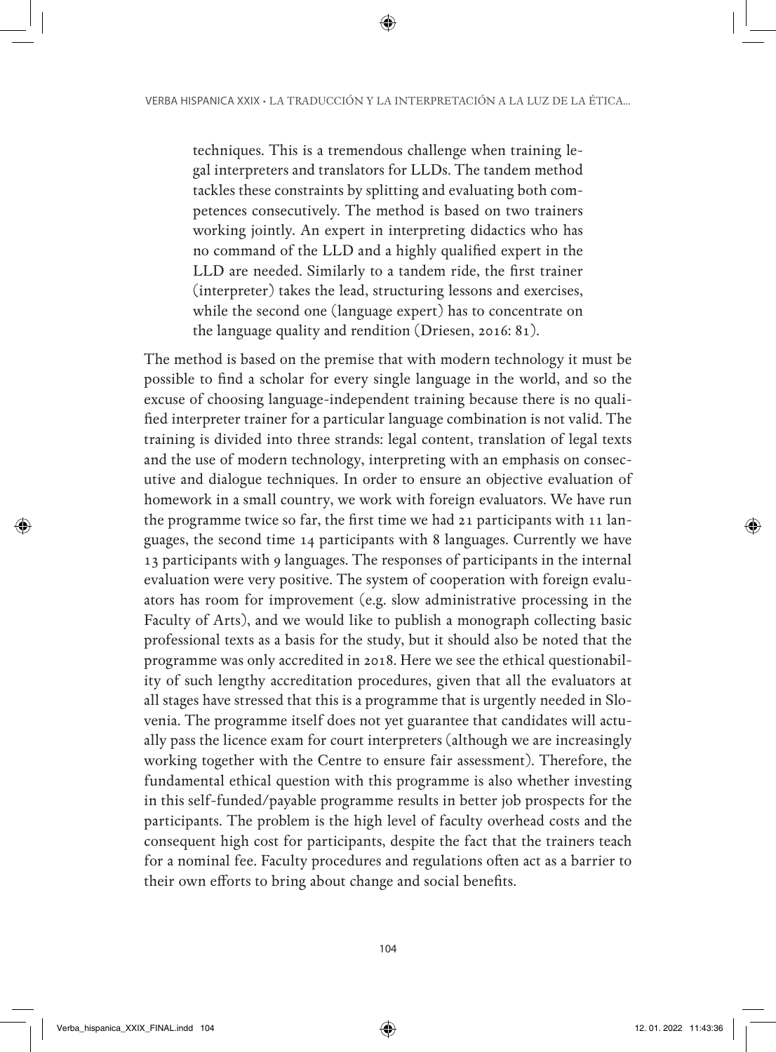> techniques. This is a tremendous challenge when training legal interpreters and translators for LLDs. The tandem method tackles these constraints by splitting and evaluating both competences consecutively. The method is based on two trainers working jointly. An expert in interpreting didactics who has no command of the LLD and a highly qualified expert in the LLD are needed. Similarly to a tandem ride, the first trainer (interpreter) takes the lead, structuring lessons and exercises, while the second one (language expert) has to concentrate on the language quality and rendition (Driesen, 2016: 81).

The method is based on the premise that with modern technology it must be possible to find a scholar for every single language in the world, and so the excuse of choosing language-independent training because there is no qualified interpreter trainer for a particular language combination is not valid. The training is divided into three strands: legal content, translation of legal texts and the use of modern technology, interpreting with an emphasis on consecutive and dialogue techniques. In order to ensure an objective evaluation of homework in a small country, we work with foreign evaluators. We have run the programme twice so far, the first time we had 21 participants with 11 languages, the second time 14 participants with 8 languages. Currently we have 13 participants with 9 languages. The responses of participants in the internal evaluation were very positive. The system of cooperation with foreign evaluators has room for improvement (e.g. slow administrative processing in the Faculty of Arts), and we would like to publish a monograph collecting basic professional texts as a basis for the study, but it should also be noted that the programme was only accredited in 2018. Here we see the ethical questionability of such lengthy accreditation procedures, given that all the evaluators at all stages have stressed that this is a programme that is urgently needed in Slovenia. The programme itself does not yet guarantee that candidates will actually pass the licence exam for court interpreters (although we are increasingly working together with the Centre to ensure fair assessment). Therefore, the fundamental ethical question with this programme is also whether investing in this self-funded/payable programme results in better job prospects for the participants. The problem is the high level of faculty overhead costs and the consequent high cost for participants, despite the fact that the trainers teach for a nominal fee. Faculty procedures and regulations often act as a barrier to their own efforts to bring about change and social benefits.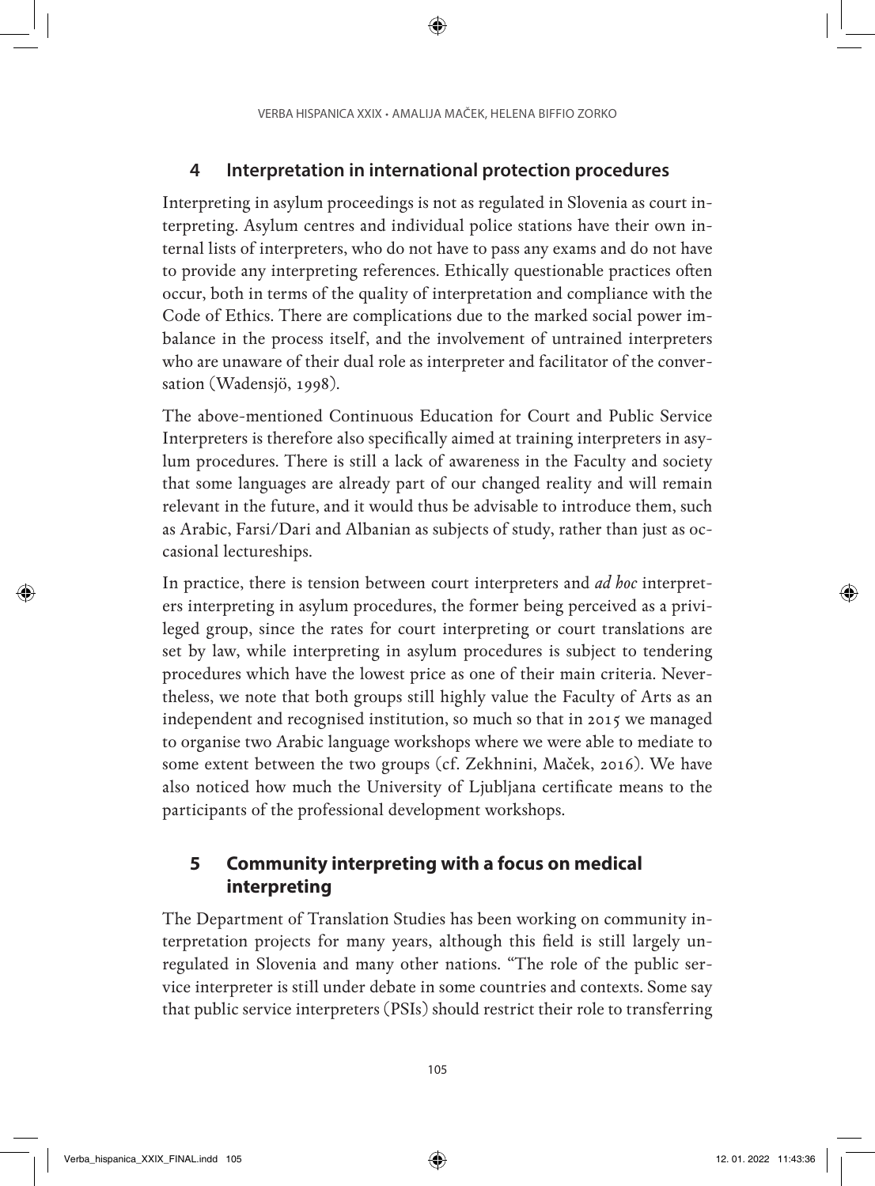## 4 Interpretation in international protection procedures

Interpreting in asylum proceedings is not as regulated in Slovenia as court interpreting. Asylum centres and individual police stations have their own internal lists of interpreters, who do not have to pass any exams and do not have to provide any interpreting references. Ethically questionable practices often occur, both in terms of the quality of interpretation and compliance with the Code of Ethics. There are complications due to the marked social power imbalance in the process itself, and the involvement of untrained interpreters who are unaware of their dual role as interpreter and facilitator of the conversation (Wadensjö, 1998).

The above-mentioned Continuous Education for Court and Public Service Interpreters is therefore also specifically aimed at training interpreters in asylum procedures. There is still a lack of awareness in the Faculty and society that some languages are already part of our changed reality and will remain relevant in the future, and it would thus be advisable to introduce them, such as Arabic, Farsi/Dari and Albanian as subjects of study, rather than just as occasional lectureships.

In practice, there is tension between court interpreters and *ad hoc* interpreters interpreting in asylum procedures, the former being perceived as a privileged group, since the rates for court interpreting or court translations are set by law, while interpreting in asylum procedures is subject to tendering procedures which have the lowest price as one of their main criteria. Nevertheless, we note that both groups still highly value the Faculty of Arts as an independent and recognised institution, so much so that in 2015 we managed to organise two Arabic language workshops where we were able to mediate to some extent between the two groups (cf. Zekhnini, Maček, 2016). We have also noticed how much the University of Ljubljana certificate means to the participants of the professional development workshops.

## 5 Community interpreting with a focus on medical interpreting

The Department of Translation Studies has been working on community interpretation projects for many years, although this field is still largely unregulated in Slovenia and many other nations. "The role of the public service interpreter is still under debate in some countries and contexts. Some say that public service interpreters (PSIs) should restrict their role to transferring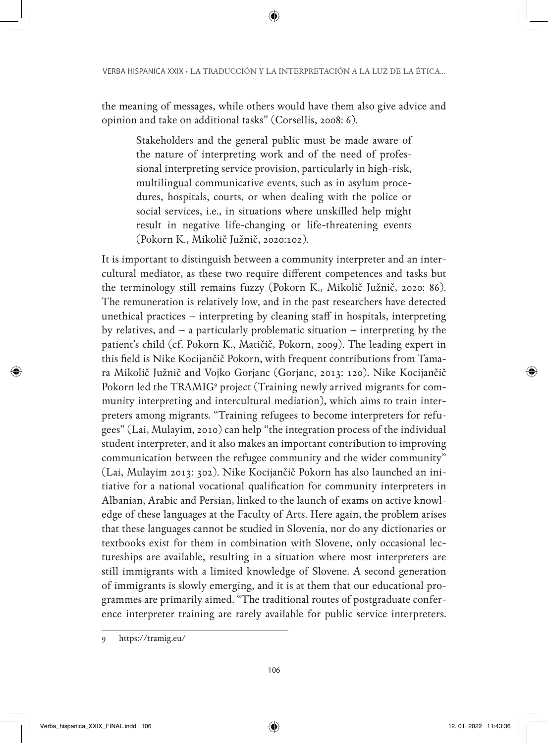the meaning of messages, while others would have them also give advice and opinion and take on additional tasks" (Corsellis, 2008: 6).

> Stakeholders and the general public must be made aware of the nature of interpreting work and of the need of professional interpreting service provision, particularly in high-risk, multilingual communicative events, such as in asylum procedures, hospitals, courts, or when dealing with the police or social services, i.e., in situations where unskilled help might result in negative life-changing or life-threatening events (Pokorn K., Mikolič Južnič, 2020:102).

It is important to distinguish between a community interpreter and an intercultural mediator, as these two require different competences and tasks but the terminology still remains fuzzy (Pokorn K., Mikolič Južnič, 2020: 86). The remuneration is relatively low, and in the past researchers have detected unethical practices – interpreting by cleaning staff in hospitals, interpreting by relatives, and – a particularly problematic situation – interpreting by the patient's child (cf. Pokorn K., Matičič, Pokorn, 2009). The leading expert in this field is Nike Kocijančič Pokorn, with frequent contributions from Tamara Mikolič Južnič and Vojko Gorjanc (Gorjanc, 2013: 120). Nike Kocijančič Pokorn led the TRAMIG[9] project (Training newly arrived migrants for community interpreting and intercultural mediation), which aims to train interpreters among migrants. "Training refugees to become interpreters for refugees" (Lai, Mulayim, 2010) can help "the integration process of the individual student interpreter, and it also makes an important contribution to improving communication between the refugee community and the wider community" (Lai, Mulayim 2013: 302). Nike Kocijančič Pokorn has also launched an initiative for a national vocational qualification for community interpreters in Albanian, Arabic and Persian, linked to the launch of exams on active knowledge of these languages at the Faculty of Arts. Here again, the problem arises that these languages cannot be studied in Slovenia, nor do any dictionaries or textbooks exist for them in combination with Slovene, only occasional lectureships are available, resulting in a situation where most interpreters are still immigrants with a limited knowledge of Slovene. A second generation of immigrants is slowly emerging, and it is at them that our educational programmes are primarily aimed. "The traditional routes of postgraduate conference interpreter training are rarely available for public service interpreters.

---

9 https://tramig.eu/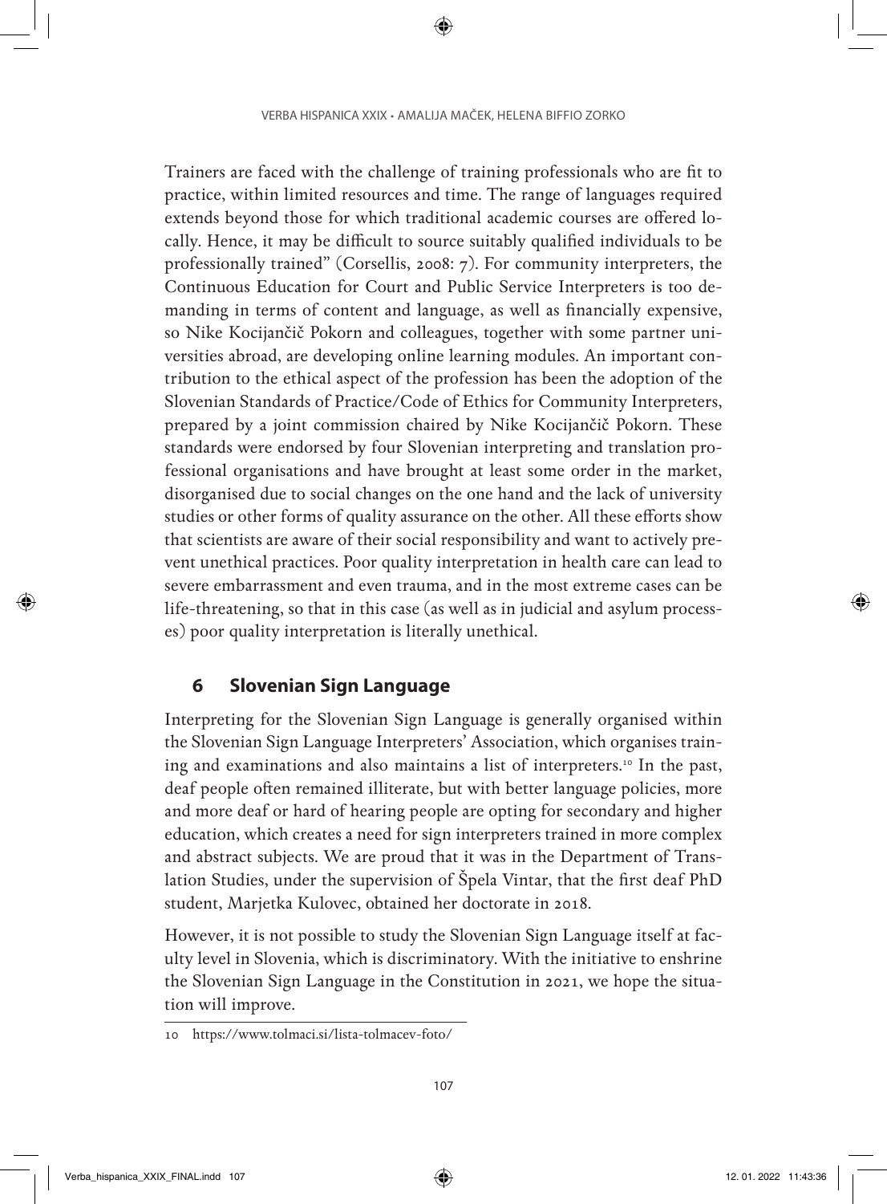Trainers are faced with the challenge of training professionals who are fit to practice, within limited resources and time. The range of languages required extends beyond those for which traditional academic courses are offered locally. Hence, it may be difficult to source suitably qualified individuals to be professionally trained" (Corsellis, 2008: 7). For community interpreters, the Continuous Education for Court and Public Service Interpreters is too demanding in terms of content and language, as well as financially expensive, so Nike Kocijančič Pokorn and colleagues, together with some partner universities abroad, are developing online learning modules. An important contribution to the ethical aspect of the profession has been the adoption of the Slovenian Standards of Practice/Code of Ethics for Community Interpreters, prepared by a joint commission chaired by Nike Kocijančič Pokorn. These standards were endorsed by four Slovenian interpreting and translation professional organisations and have brought at least some order in the market, disorganised due to social changes on the one hand and the lack of university studies or other forms of quality assurance on the other. All these efforts show that scientists are aware of their social responsibility and want to actively prevent unethical practices. Poor quality interpretation in health care can lead to severe embarrassment and even trauma, and in the most extreme cases can be life-threatening, so that in this case (as well as in judicial and asylum processes) poor quality interpretation is literally unethical.

## 6 Slovenian Sign Language

Interpreting for the Slovenian Sign Language is generally organised within the Slovenian Sign Language Interpreters' Association, which organises training and examinations and also maintains a list of interpreters.[10] In the past, deaf people often remained illiterate, but with better language policies, more and more deaf or hard of hearing people are opting for secondary and higher education, which creates a need for sign interpreters trained in more complex and abstract subjects. We are proud that it was in the Department of Translation Studies, under the supervision of Špela Vintar, that the first deaf PhD student, Marjetka Kulovec, obtained her doctorate in 2018.

However, it is not possible to study the Slovenian Sign Language itself at faculty level in Slovenia, which is discriminatory. With the initiative to enshrine the Slovenian Sign Language in the Constitution in 2021, we hope the situation will improve.

10 https://www.tolmaci.si/lista-tolmacev-foto/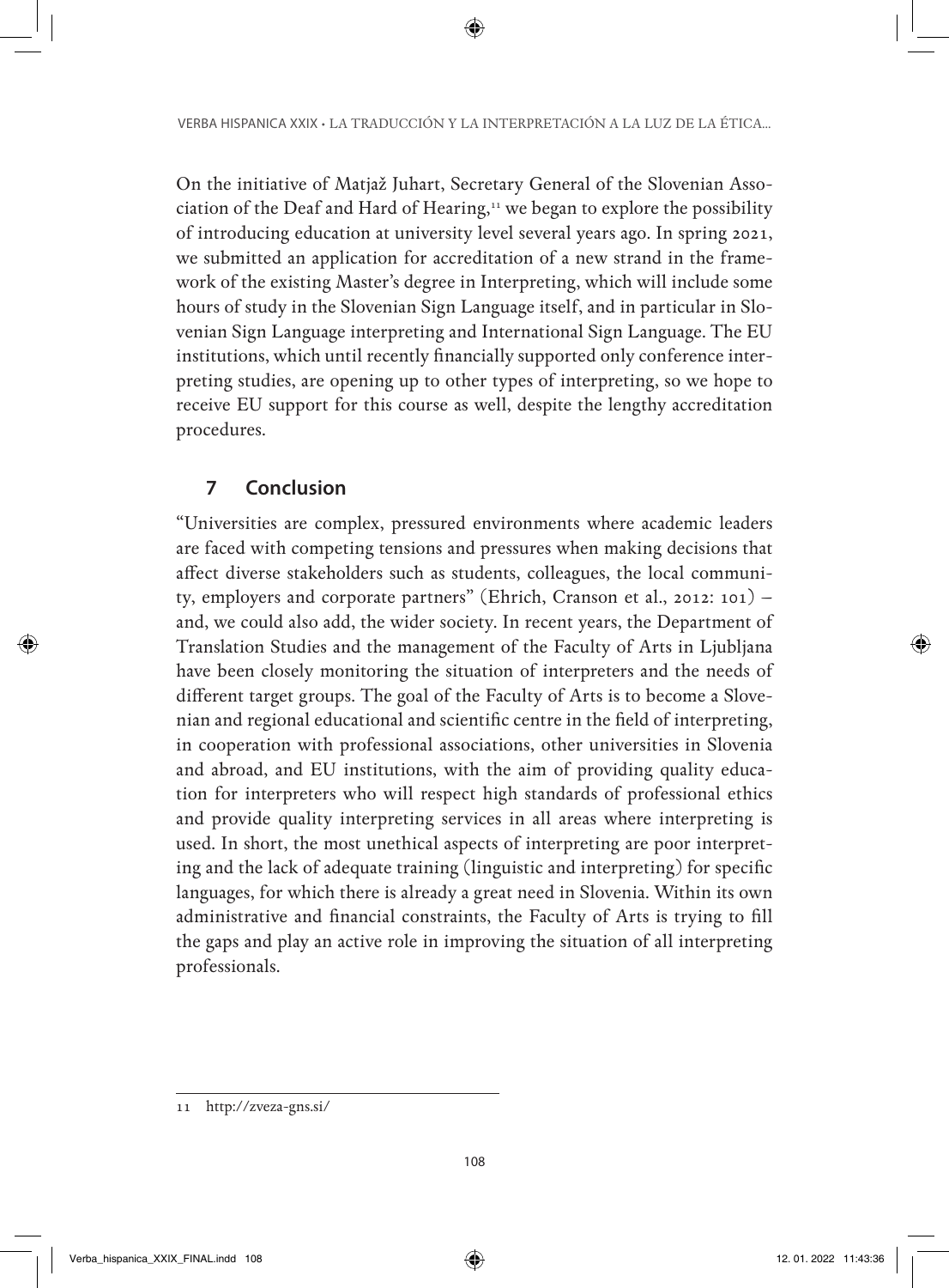On the initiative of Matjaž Juhart, Secretary General of the Slovenian Association of the Deaf and Hard of Hearing,[11] we began to explore the possibility of introducing education at university level several years ago. In spring 2021, we submitted an application for accreditation of a new strand in the framework of the existing Master's degree in Interpreting, which will include some hours of study in the Slovenian Sign Language itself, and in particular in Slovenian Sign Language interpreting and International Sign Language. The EU institutions, which until recently financially supported only conference interpreting studies, are opening up to other types of interpreting, so we hope to receive EU support for this course as well, despite the lengthy accreditation procedures.

## 7 Conclusion

"Universities are complex, pressured environments where academic leaders are faced with competing tensions and pressures when making decisions that affect diverse stakeholders such as students, colleagues, the local community, employers and corporate partners" (Ehrich, Cranson et al., 2012: 101) – and, we could also add, the wider society. In recent years, the Department of Translation Studies and the management of the Faculty of Arts in Ljubljana have been closely monitoring the situation of interpreters and the needs of different target groups. The goal of the Faculty of Arts is to become a Slovenian and regional educational and scientific centre in the field of interpreting, in cooperation with professional associations, other universities in Slovenia and abroad, and EU institutions, with the aim of providing quality education for interpreters who will respect high standards of professional ethics and provide quality interpreting services in all areas where interpreting is used. In short, the most unethical aspects of interpreting are poor interpreting and the lack of adequate training (linguistic and interpreting) for specific languages, for which there is already a great need in Slovenia. Within its own administrative and financial constraints, the Faculty of Arts is trying to fill the gaps and play an active role in improving the situation of all interpreting professionals.

---

11 http://zveza-gns.si/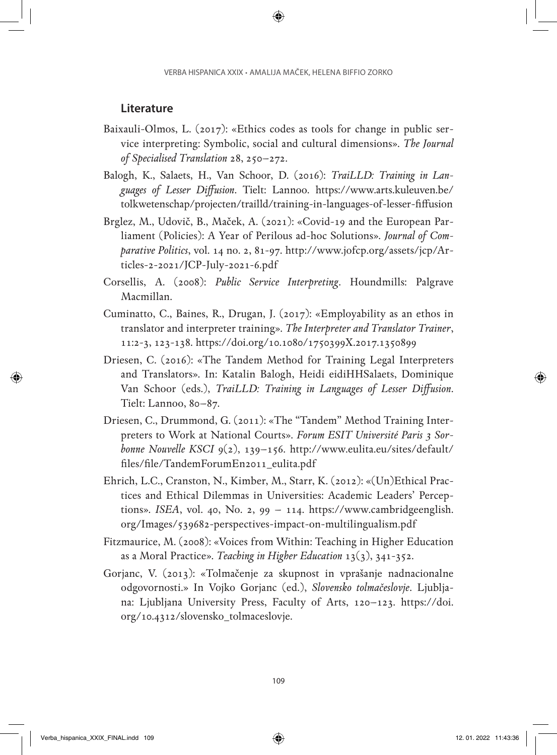## Literature

Baixauli-Olmos, L. (2017): «Ethics codes as tools for change in public service interpreting: Symbolic, social and cultural dimensions». *The Journal of Specialised Translation* 28, 250–272.

Balogh, K., Salaets, H., Van Schoor, D. (2016): *TraiLLD: Training in Languages of Lesser Diffusion*. Tielt: Lannoo. https://www.arts.kuleuven.be/tolkwetenschap/projecten/trailld/training-in-languages-of-lesser-fiffusion

Brglez, M., Udovič, B., Maček, A. (2021): «Covid-19 and the European Parliament (Policies): A Year of Perilous ad-hoc Solutions». *Journal of Comparative Politics*, vol. 14 no. 2, 81-97. http://www.jofcp.org/assets/jcp/Articles-2-2021/JCP-July-2021-6.pdf

Corsellis, A. (2008): *Public Service Interpreting*. Houndmills: Palgrave Macmillan.

Cuminatto, C., Baines, R., Drugan, J. (2017): «Employability as an ethos in translator and interpreter training». *The Interpreter and Translator Trainer*, 11:2-3, 123-138. https://doi.org/10.1080/1750399X.2017.1350899

Driesen, C. (2016): «The Tandem Method for Training Legal Interpreters and Translators». In: Katalin Balogh, Heidi eidiHHSalaets, Dominique Van Schoor (eds.), *TraiLLD: Training in Languages of Lesser Diffusion*. Tielt: Lannoo, 80–87.

Driesen, C., Drummond, G. (2011): «The "Tandem" Method Training Interpreters to Work at National Courts». *Forum ESIT Université Paris 3 Sorbonne Nouvelle KSCI* 9(2), 139–156. http://www.eulita.eu/sites/default/files/file/TandemForumEn2011_eulita.pdf

Ehrich, L.C., Cranston, N., Kimber, M., Starr, K. (2012): «(Un)Ethical Practices and Ethical Dilemmas in Universities: Academic Leaders' Perceptions». *ISEA*, vol. 40, No. 2, 99 – 114. https://www.cambridgeenglish.org/Images/539682-perspectives-impact-on-multilingualism.pdf

Fitzmaurice, M. (2008): «Voices from Within: Teaching in Higher Education as a Moral Practice». *Teaching in Higher Education* 13(3), 341-352.

Gorjanc, V. (2013): «Tolmačenje za skupnost in vprašanje nadnacionalne odgovornosti.» In Vojko Gorjanc (ed.), *Slovensko tolmačeslovje*. Ljubljana: Ljubljana University Press, Faculty of Arts, 120–123. https://doi.org/10.4312/slovensko_tolmaceslovje.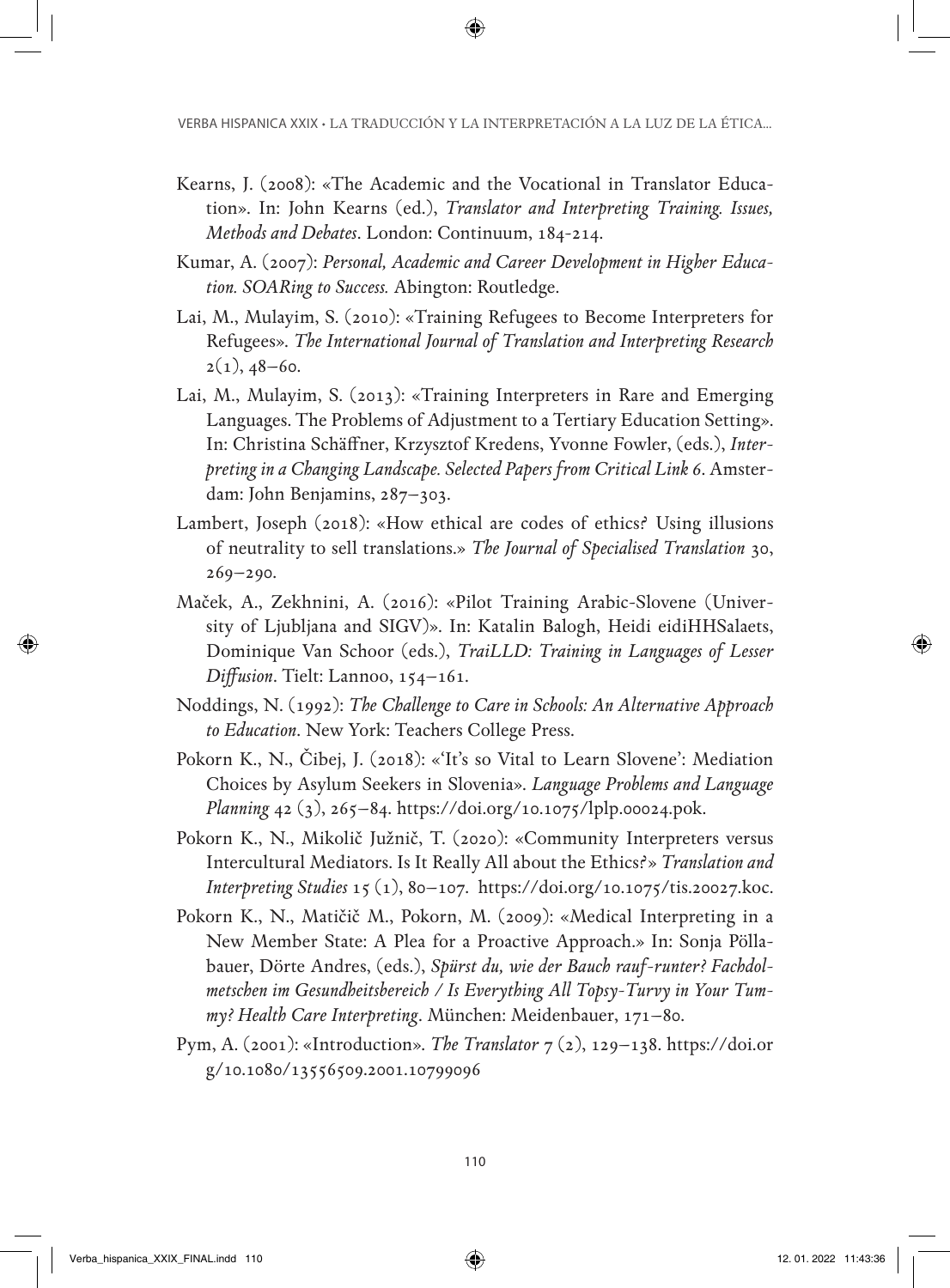Kearns, J. (2008): «The Academic and the Vocational in Translator Education». In: John Kearns (ed.), *Translator and Interpreting Training. Issues, Methods and Debates*. London: Continuum, 184-214.

Kumar, A. (2007): *Personal, Academic and Career Development in Higher Education. SOARing to Success.* Abington: Routledge.

Lai, M., Mulayim, S. (2010): «Training Refugees to Become Interpreters for Refugees». *The International Journal of Translation and Interpreting Research* 2(1), 48–60.

Lai, M., Mulayim, S. (2013): «Training Interpreters in Rare and Emerging Languages. The Problems of Adjustment to a Tertiary Education Setting». In: Christina Schäffner, Krzysztof Kredens, Yvonne Fowler, (eds.), *Interpreting in a Changing Landscape. Selected Papers from Critical Link 6*. Amsterdam: John Benjamins, 287–303.

Lambert, Joseph (2018): «How ethical are codes of ethics? Using illusions of neutrality to sell translations.» *The Journal of Specialised Translation* 30, 269–290.

Maček, A., Zekhnini, A. (2016): «Pilot Training Arabic-Slovene (University of Ljubljana and SIGV)». In: Katalin Balogh, Heidi eidiHHSalaets, Dominique Van Schoor (eds.), *TraiLLD: Training in Languages of Lesser Diffusion*. Tielt: Lannoo, 154–161.

Noddings, N. (1992): *The Challenge to Care in Schools: An Alternative Approach to Education*. New York: Teachers College Press.

Pokorn K., N., Čibej, J. (2018): «'It's so Vital to Learn Slovene': Mediation Choices by Asylum Seekers in Slovenia». *Language Problems and Language Planning* 42 (3), 265–84. https://doi.org/10.1075/lplp.00024.pok.

Pokorn K., N., Mikolič Južnič, T. (2020): «Community Interpreters versus Intercultural Mediators. Is It Really All about the Ethics?» *Translation and Interpreting Studies* 15 (1), 80–107. https://doi.org/10.1075/tis.20027.koc.

Pokorn K., N., Matičič M., Pokorn, M. (2009): «Medical Interpreting in a New Member State: A Plea for a Proactive Approach.» In: Sonja Pöllabauer, Dörte Andres, (eds.), *Spürst du, wie der Bauch rauf-runter? Fachdolmetschen im Gesundheitsbereich / Is Everything All Topsy-Turvy in Your Tummy? Health Care Interpreting*. München: Meidenbauer, 171–80.

Pym, A. (2001): «Introduction». *The Translator* 7 (2), 129–138. https://doi.org/10.1080/13556509.2001.10799096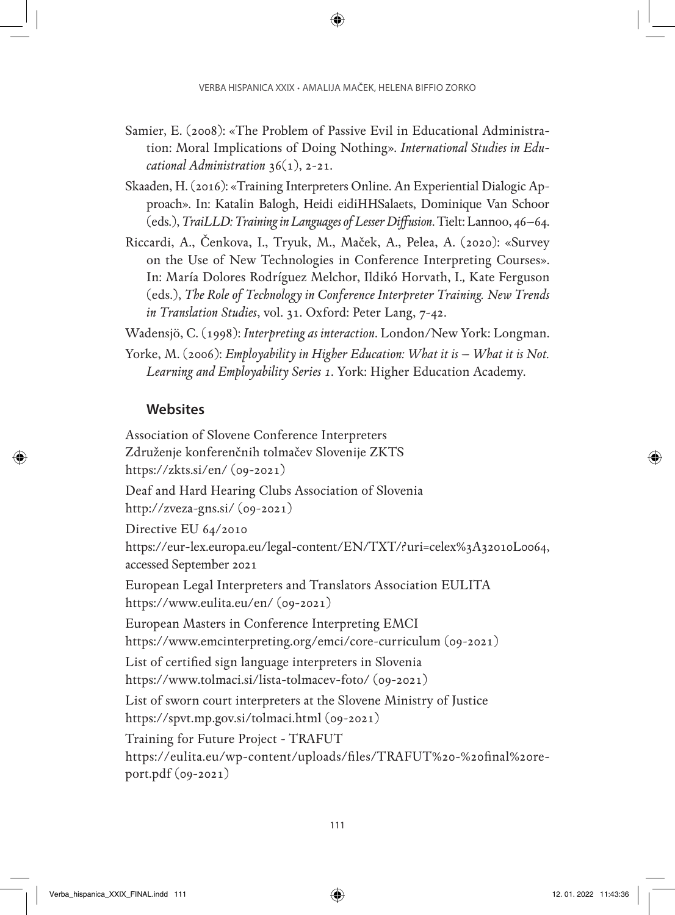Samier, E. (2008): «The Problem of Passive Evil in Educational Administration: Moral Implications of Doing Nothing». *International Studies in Educational Administration* 36(1), 2-21.

Skaaden, H. (2016): «Training Interpreters Online. An Experiential Dialogic Approach». In: Katalin Balogh, Heidi eidiHHSalaets, Dominique Van Schoor (eds.), *TraiLLD: Training in Languages of Lesser Diffusion*. Tielt: Lannoo, 46–64.

Riccardi, A., Čenkova, I., Tryuk, M., Maček, A., Pelea, A. (2020): «Survey on the Use of New Technologies in Conference Interpreting Courses». In: María Dolores Rodríguez Melchor, Ildikó Horvath, I., Kate Ferguson (eds.), *The Role of Technology in Conference Interpreter Training. New Trends in Translation Studies*, vol. 31. Oxford: Peter Lang, 7-42.

Wadensjö, C. (1998): *Interpreting as interaction*. London/New York: Longman.

Yorke, M. (2006): *Employability in Higher Education: What it is – What it is Not. Learning and Employability Series 1*. York: Higher Education Academy.

## Websites

Association of Slovene Conference Interpreters
Združenje konferenčnih tolmačev Slovenije ZKTS
https://zkts.si/en/ (09-2021)

Deaf and Hard Hearing Clubs Association of Slovenia
http://zveza-gns.si/ (09-2021)

Directive EU 64/2010
https://eur-lex.europa.eu/legal-content/EN/TXT/?uri=celex%3A32010L0064, accessed September 2021

European Legal Interpreters and Translators Association EULITA
https://www.eulita.eu/en/ (09-2021)

European Masters in Conference Interpreting EMCI
https://www.emcinterpreting.org/emci/core-curriculum (09-2021)

List of certified sign language interpreters in Slovenia
https://www.tolmaci.si/lista-tolmacev-foto/ (09-2021)

List of sworn court interpreters at the Slovene Ministry of Justice
https://spvt.mp.gov.si/tolmaci.html (09-2021)

Training for Future Project - TRAFUT
https://eulita.eu/wp-content/uploads/files/TRAFUT%20-%20final%20report.pdf (09-2021)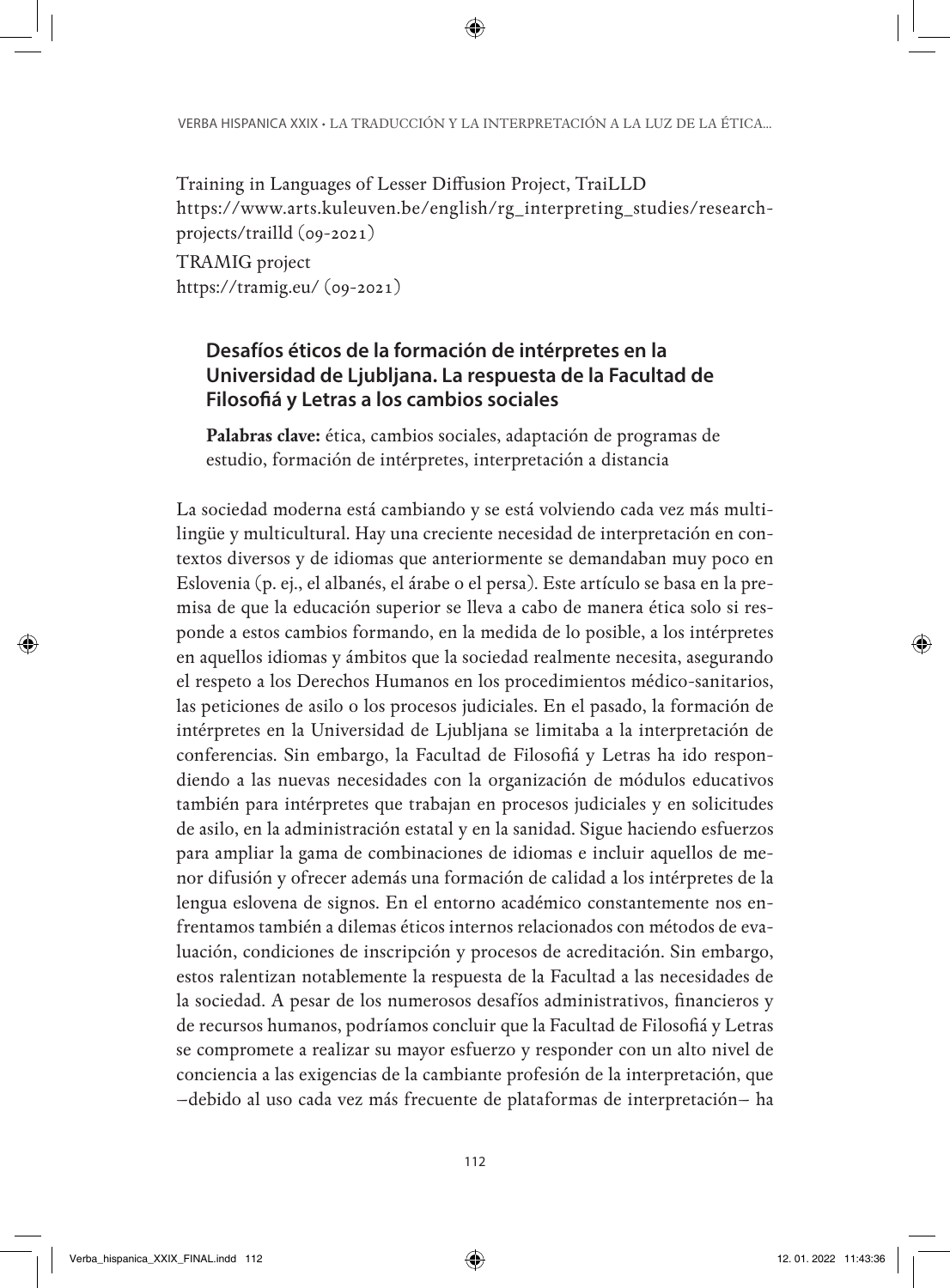Training in Languages of Lesser Diffusion Project, TraiLLD
https://www.arts.kuleuven.be/english/rg_interpreting_studies/research-projects/traild (09-2021)

TRAMIG project
https://tramig.eu/ (09-2021)

## Desafíos éticos de la formación de intérpretes en la Universidad de Ljubljana. La respuesta de la Facultad de Filosofiá y Letras a los cambios sociales

**Palabras clave:** ética, cambios sociales, adaptación de programas de estudio, formación de intérpretes, interpretación a distancia

La sociedad moderna está cambiando y se está volviendo cada vez más multilingüe y multicultural. Hay una creciente necesidad de interpretación en contextos diversos y de idiomas que anteriormente se demandaban muy poco en Eslovenia (p. ej., el albanés, el árabe o el persa). Este artículo se basa en la premisa de que la educación superior se lleva a cabo de manera ética solo si responde a estos cambios formando, en la medida de lo posible, a los intérpretes en aquellos idiomas y ámbitos que la sociedad realmente necesita, asegurando el respeto a los Derechos Humanos en los procedimientos médico-sanitarios, las peticiones de asilo o los procesos judiciales. En el pasado, la formación de intérpretes en la Universidad de Ljubljana se limitaba a la interpretación de conferencias. Sin embargo, la Facultad de Filosofiá y Letras ha ido respondiendo a las nuevas necesidades con la organización de módulos educativos también para intérpretes que trabajan en procesos judiciales y en solicitudes de asilo, en la administración estatal y en la sanidad. Sigue haciendo esfuerzos para ampliar la gama de combinaciones de idiomas e incluir aquellos de menor difusión y ofrecer además una formación de calidad a los intérpretes de la lengua eslovena de signos. En el entorno académico constantemente nos enfrentamos también a dilemas éticos internos relacionados con métodos de evaluación, condiciones de inscripción y procesos de acreditación. Sin embargo, estos ralentizan notablemente la respuesta de la Facultad a las necesidades de la sociedad. A pesar de los numerosos desafíos administrativos, financieros y de recursos humanos, podríamos concluir que la Facultad de Filosofiá y Letras se compromete a realizar su mayor esfuerzo y responder con un alto nivel de conciencia a las exigencias de la cambiante profesión de la interpretación, que –debido al uso cada vez más frecuente de plataformas de interpretación– ha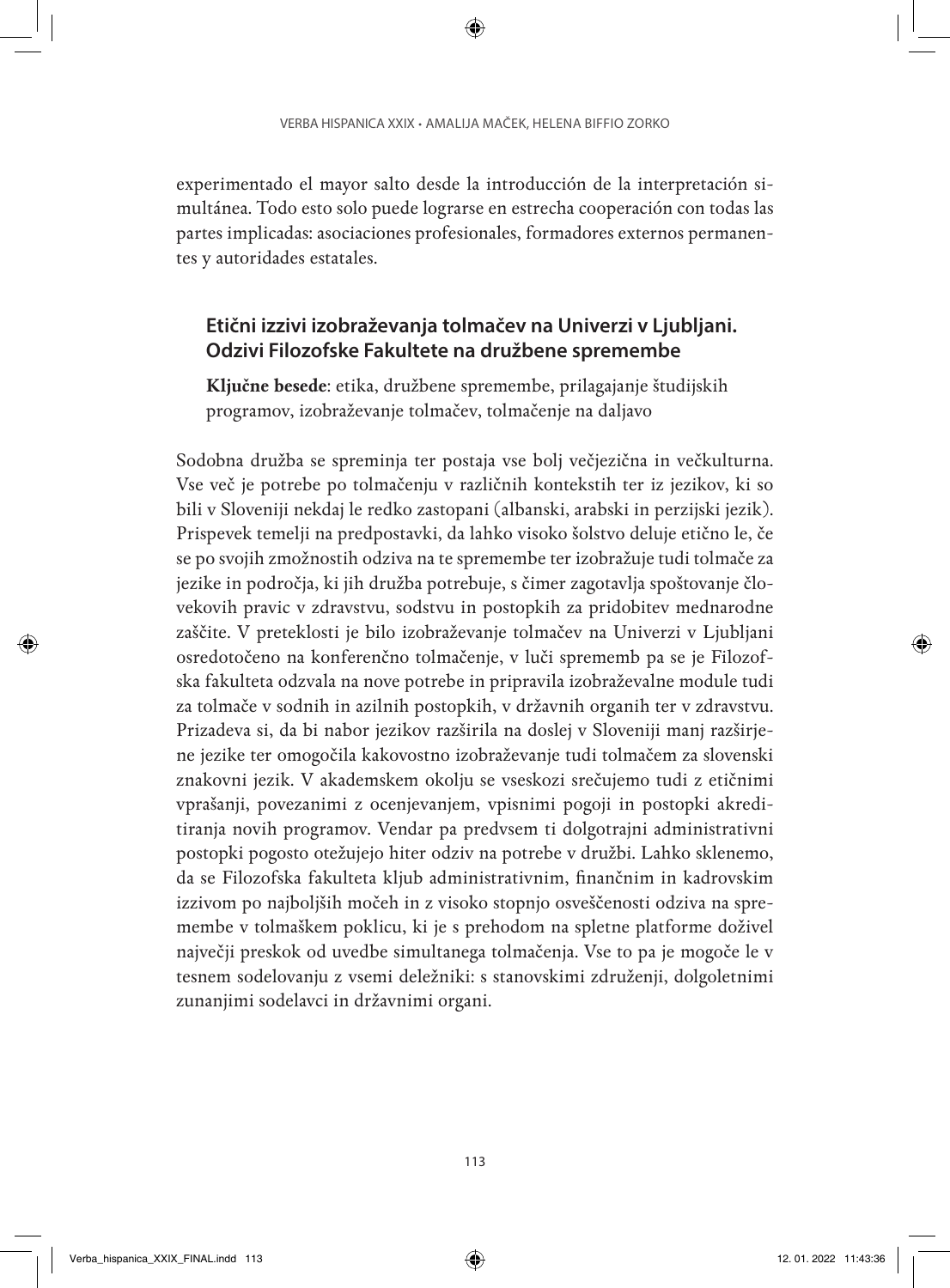experimentado el mayor salto desde la introducción de la interpretación simultánea. Todo esto solo puede lograrse en estrecha cooperación con todas las partes implicadas: asociaciones profesionales, formadores externos permanentes y autoridades estatales.

## Etični izzivi izobraževanja tolmačev na Univerzi v Ljubljani. Odzivi Filozofske Fakultete na družbene spremembe

**Ključne besede**: etika, družbene spremembe, prilagajanje študijskih programov, izobraževanje tolmačev, tolmačenje na daljavo

Sodobna družba se spreminja ter postaja vse bolj večjezična in večkulturna. Vse več je potrebe po tolmačenju v različnih kontekstih ter iz jezikov, ki so bili v Sloveniji nekdaj le redko zastopani (albanski, arabski in perzijski jezik). Prispevek temelji na predpostavki, da lahko visoko šolstvo deluje etično le, če se po svojih zmožnostih odziva na te spremembe ter izobražuje tudi tolmače za jezike in področja, ki jih družba potrebuje, s čimer zagotavlja spoštovanje človekovih pravic v zdravstvu, sodstvu in postopkih za pridobitev mednarodne zaščite. V preteklosti je bilo izobraževanje tolmačev na Univerzi v Ljubljani osredotočeno na konferenčno tolmačenje, v luči sprememb pa se je Filozofska fakulteta odzvala na nove potrebe in pripravila izobraževalne module tudi za tolmače v sodnih in azilnih postopkih, v državnih organih ter v zdravstvu. Prizadeva si, da bi nabor jezikov razširila na doslej v Sloveniji manj razširjene jezike ter omogočila kakovostno izobraževanje tudi tolmačem za slovenski znakovni jezik. V akademskem okolju se vseskozi srečujemo tudi z etičnimi vprašanji, povezanimi z ocenjevanjem, vpisnimi pogoji in postopki akreditiranja novih programov. Vendar pa predvsem ti dolgotrajni administrativni postopki pogosto otežujejo hiter odziv na potrebe v družbi. Lahko sklenemo, da se Filozofska fakulteta kljub administrativnim, finančnim in kadrovskim izzivom po najboljših močeh in z visoko stopnjo osveščenosti odziva na spremembe v tolmaškem poklicu, ki je s prehodom na spletne platforme doživel največji preskok od uvedbe simultanega tolmačenja. Vse to pa je mogoče le v tesnem sodelovanju z vsemi deležniki: s stanovskimi združenji, dolgoletnimi zunanjimi sodelavci in državnimi organi.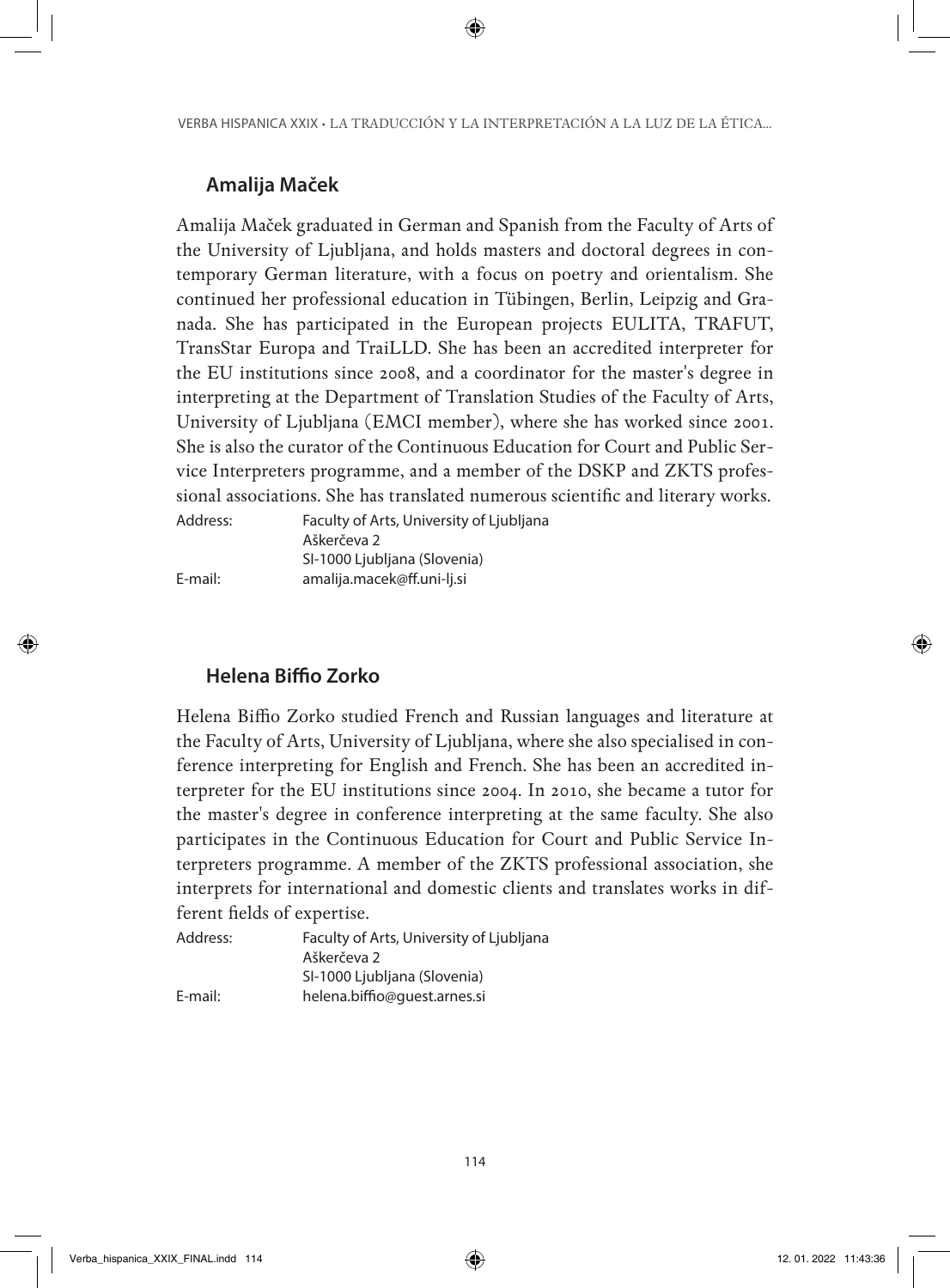## Amalija Maček

Amalija Maček graduated in German and Spanish from the Faculty of Arts of the University of Ljubljana, and holds masters and doctoral degrees in contemporary German literature, with a focus on poetry and orientalism. She continued her professional education in Tübingen, Berlin, Leipzig and Granada. She has participated in the European projects EULITA, TRAFUT, TransStar Europa and TraiLLD. She has been an accredited interpreter for the EU institutions since 2008, and a coordinator for the master's degree in interpreting at the Department of Translation Studies of the Faculty of Arts, University of Ljubljana (EMCI member), where she has worked since 2001. She is also the curator of the Continuous Education for Court and Public Service Interpreters programme, and a member of the DSKP and ZKTS professional associations. She has translated numerous scientific and literary works.

Address: Faculty of Arts, University of Ljubljana
Aškerčeva 2
SI-1000 Ljubljana (Slovenia)
E-mail: amalija.macek@ff.uni-lj.si

## Helena Biffio Zorko

Helena Biffio Zorko studied French and Russian languages and literature at the Faculty of Arts, University of Ljubljana, where she also specialised in conference interpreting for English and French. She has been an accredited interpreter for the EU institutions since 2004. In 2010, she became a tutor for the master's degree in conference interpreting at the same faculty. She also participates in the Continuous Education for Court and Public Service Interpreters programme. A member of the ZKTS professional association, she interprets for international and domestic clients and translates works in different fields of expertise.

Address: Faculty of Arts, University of Ljubljana
Aškerčeva 2
SI-1000 Ljubljana (Slovenia)
E-mail: helena.biffio@guest.arnes.si